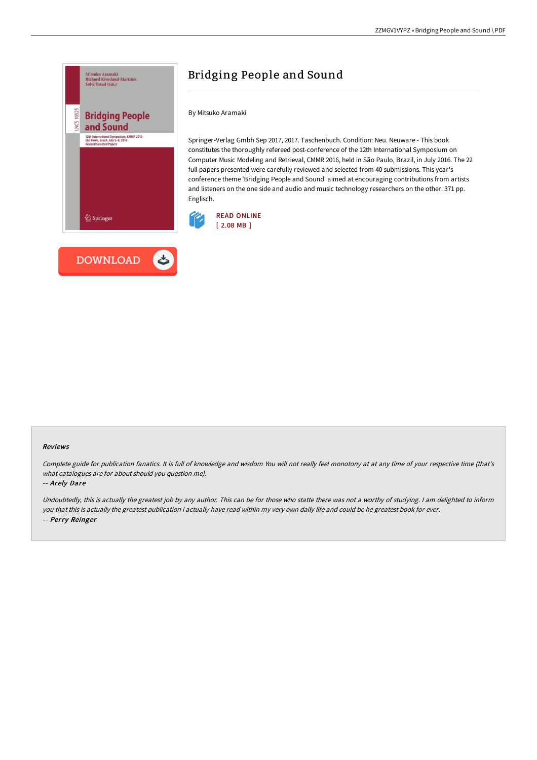# Bridging People and Sound

By Mitsuko Aramaki

Springer-Verlag Gmbh Sep 2017, 2017. Taschenbuch. Condition: Neu. Neuware - This book constitutes the thoroughly refereed post-conference of the 12th International Symposium on Computer Music Modeling and Retrieval, CMMR 2016, held in São Paulo, Brazil, in July 2016. The 22 full papers presented were carefully reviewed and selected from 40 submissions. This year's conference theme 'Bridging People and Sound' aimed at encouraging contributions from artists and listeners on the one side and audio and music technology researchers on the other. 371 pp. Englisch.

READ ONLINE
[ 2.08 MB ]

DOWNLOAD

## Reviews

*Complete guide for publication fanatics. It is full of knowledge and wisdom You will not really feel monotony at at any time of your respective time (that's what catalogues are for about should you question me).*

-- *Arely Dare*

*Undoubtedly, this is actually the greatest job by any author. This can be for those who statte there was not a worthy of studying. I am delighted to inform you that this is actually the greatest publication i actually have read within my very own daily life and could be he greatest book for ever.*

-- *Perry Reinger*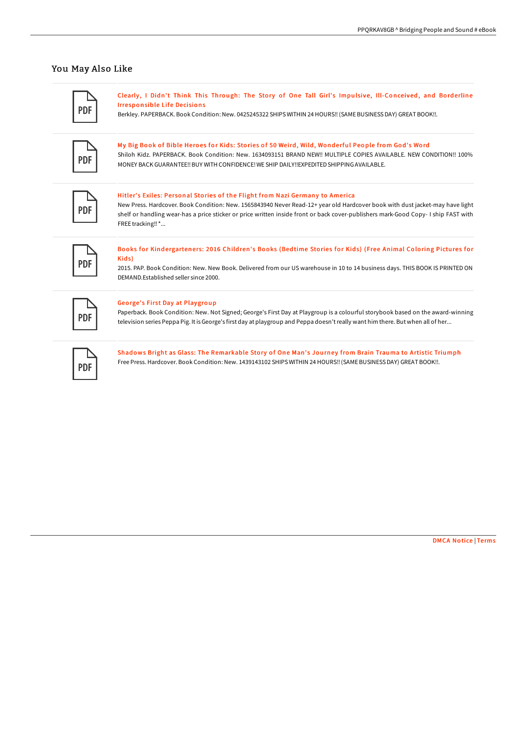## You May Also Like

**Clearly, I Didn't Think This Through: The Story of One Tall Girl's Impulsive, Ill-Conceived, and Borderline Irresponsible Life Decisions**

Berkley. PAPERBACK. Book Condition: New. 0425245322 SHIPS WITHIN 24 HOURS!! (SAME BUSINESS DAY) GREAT BOOK!!.

**My Big Book of Bible Heroes for Kids: Stories of 50 Weird, Wild, Wonderful People from God's Word**

Shiloh Kidz. PAPERBACK. Book Condition: New. 1634093151 BRAND NEW!! MULTIPLE COPIES AVAILABLE. NEW CONDITION!! 100% MONEY BACK GUARANTEE!! BUY WITH CONFIDENCE! WE SHIP DAILY!!EXPEDITED SHIPPING AVAILABLE.

**Hitler's Exiles: Personal Stories of the Flight from Nazi Germany to America**

New Press. Hardcover. Book Condition: New. 1565843940 Never Read-12+ year old Hardcover book with dust jacket-may have light shelf or handling wear-has a price sticker or price written inside front or back cover-publishers mark-Good Copy- I ship FAST with FREE tracking!! *...

**Books for Kindergarteners: 2016 Children's Books (Bedtime Stories for Kids) (Free Animal Coloring Pictures for Kids)**

2015. PAP. Book Condition: New. New Book. Delivered from our US warehouse in 10 to 14 business days. THIS BOOK IS PRINTED ON DEMAND.Established seller since 2000.

**George's First Day at Playgroup**

Paperback. Book Condition: New. Not Signed; George's First Day at Playgroup is a colourful storybook based on the award-winning television series Peppa Pig. It is George's first day at playgroup and Peppa doesn't really want him there. But when all of her...

**Shadows Bright as Glass: The Remarkable Story of One Man's Journey from Brain Trauma to Artistic Triumph**

Free Press. Hardcover. Book Condition: New. 1439143102 SHIPS WITHIN 24 HOURS!! (SAME BUSINESS DAY) GREAT BOOK!!.

DMCA Notice | Terms